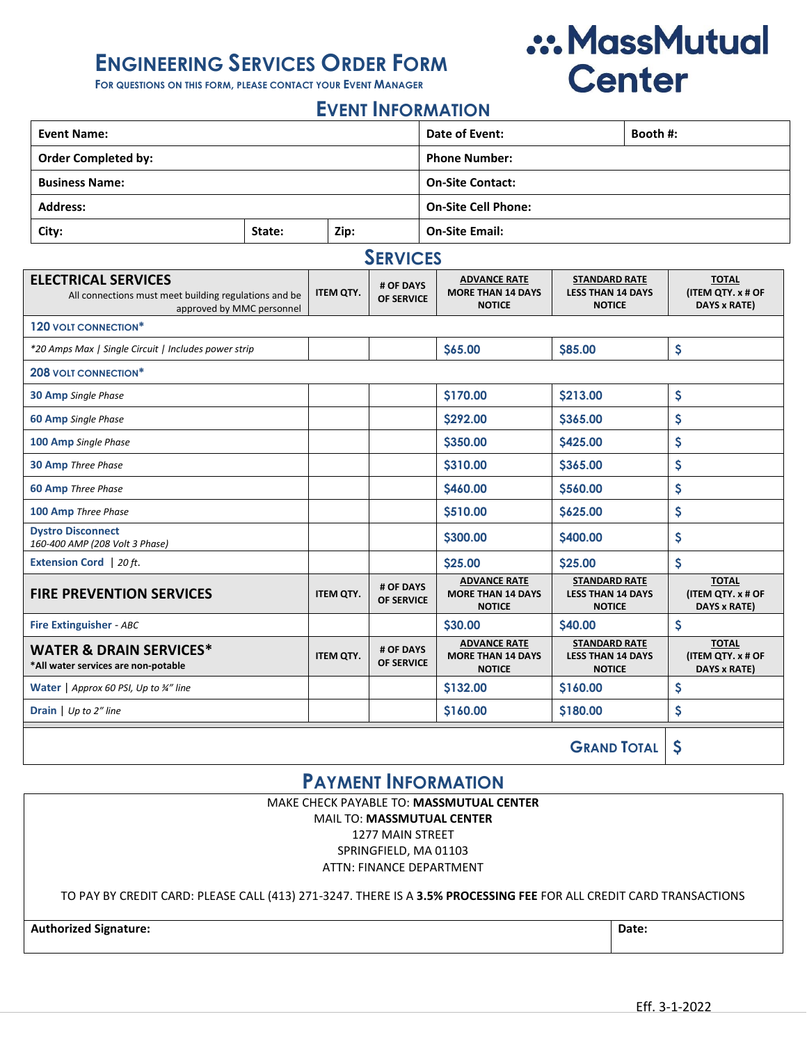# ENGINEERING SERVICES ORDER FORM

FOR QUESTIONS ON THIS FORM, PLEASE CONTACT YOUR EVENT MANAGER

**MassMutual Center**

## EVENT INFORMATION

| Event Name: | | | Date of Event: | Booth #: |
|---|---|---|---|---|
| Order Completed by: | | | Phone Number: | |
| Business Name: | | | On-Site Contact: | |
| Address: | | | On-Site Cell Phone: | |
| City: | State: | Zip: | On-Site Email: | |

## SERVICES

| ELECTRICAL SERVICES<br>All connections must meet building regulations and be approved by MMC personnel | ITEM QTY. | # OF DAYS OF SERVICE | ADVANCE RATE MORE THAN 14 DAYS NOTICE | STANDARD RATE LESS THAN 14 DAYS NOTICE | TOTAL (ITEM QTY. x # OF DAYS x RATE) |
|---|---|---|---|---|---|
| **120 VOLT CONNECTION*** | | | | | |
| *20 Amps Max \| Single Circuit \| Includes power strip* | | | $65.00 | $85.00 | $ |
| **208 VOLT CONNECTION*** | | | | | |
| **30 Amp** *Single Phase* | | | $170.00 | $213.00 | $ |
| **60 Amp** *Single Phase* | | | $292.00 | $365.00 | $ |
| **100 Amp** *Single Phase* | | | $350.00 | $425.00 | $ |
| **30 Amp** *Three Phase* | | | $310.00 | $365.00 | $ |
| **60 Amp** *Three Phase* | | | $460.00 | $560.00 | $ |
| **100 Amp** *Three Phase* | | | $510.00 | $625.00 | $ |
| **Dystro Disconnect**<br>*160-400 AMP (208 Volt 3 Phase)* | | | $300.00 | $400.00 | $ |
| **Extension Cord** \| *20 ft.* | | | $25.00 | $25.00 | $ |
| **FIRE PREVENTION SERVICES** | **ITEM QTY.** | **# OF DAYS OF SERVICE** | **ADVANCE RATE MORE THAN 14 DAYS NOTICE** | **STANDARD RATE LESS THAN 14 DAYS NOTICE** | **TOTAL (ITEM QTY. x # OF DAYS x RATE)** |
| **Fire Extinguisher** - *ABC* | | | $30.00 | $40.00 | $ |
| **WATER & DRAIN SERVICES***<br>*All water services are non-potable | **ITEM QTY.** | **# OF DAYS OF SERVICE** | **ADVANCE RATE MORE THAN 14 DAYS NOTICE** | **STANDARD RATE LESS THAN 14 DAYS NOTICE** | **TOTAL (ITEM QTY. x # OF DAYS x RATE)** |
| **Water** \| *Approx 60 PSI, Up to ¾" line* | | | $132.00 | $160.00 | $ |
| **Drain** \| *Up to 2" line* | | | $160.00 | $180.00 | $ |
| | | | | **GRAND TOTAL** | $ |

## PAYMENT INFORMATION

MAKE CHECK PAYABLE TO: **MASSMUTUAL CENTER**
MAIL TO: **MASSMUTUAL CENTER**
1277 MAIN STREET
SPRINGFIELD, MA 01103
ATTN: FINANCE DEPARTMENT

TO PAY BY CREDIT CARD: PLEASE CALL (413) 271-3247. THERE IS A **3.5% PROCESSING FEE** FOR ALL CREDIT CARD TRANSACTIONS

| Authorized Signature: | Date: |
|---|---|

Eff. 3-1-2022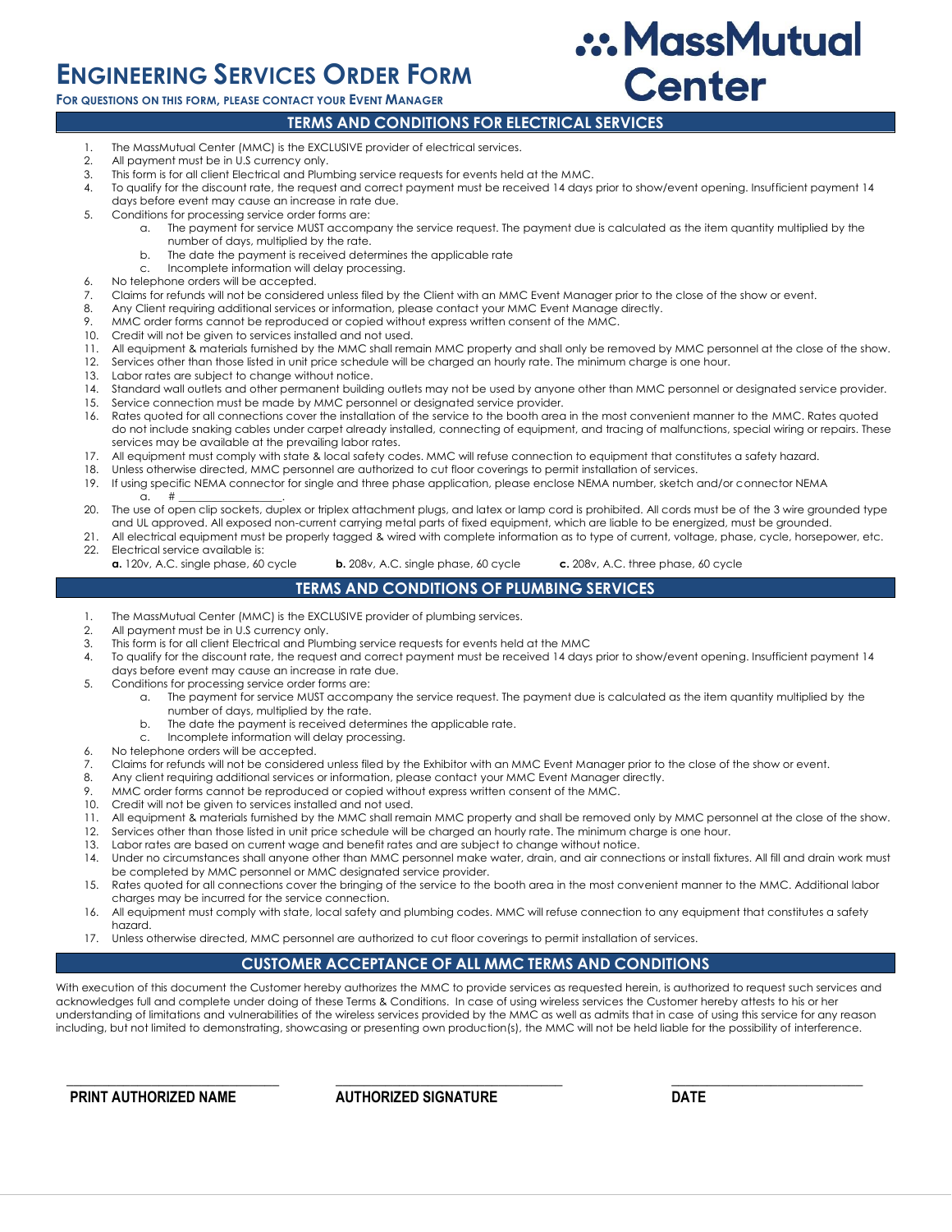# ENGINEERING SERVICES ORDER FORM

**FOR QUESTIONS ON THIS FORM, PLEASE CONTACT YOUR EVENT MANAGER**

MassMutual Center

## TERMS AND CONDITIONS FOR ELECTRICAL SERVICES

1. The MassMutual Center (MMC) is the EXCLUSIVE provider of electrical services.
2. All payment must be in U.S currency only.
3. This form is for all client Electrical and Plumbing service requests for events held at the MMC.
4. To qualify for the discount rate, the request and correct payment must be received 14 days prior to show/event opening. Insufficient payment 14 days before event may cause an increase in rate due.
5. Conditions for processing service order forms are:
   a. The payment for service MUST accompany the service request. The payment due is calculated as the item quantity multiplied by the number of days, multiplied by the rate.
   b. The date the payment is received determines the applicable rate
   c. Incomplete information will delay processing.
6. No telephone orders will be accepted.
7. Claims for refunds will not be considered unless filed by the Client with an MMC Event Manager prior to the close of the show or event.
8. Any Client requiring additional services or information, please contact your MMC Event Manage directly.
9. MMC order forms cannot be reproduced or copied without express written consent of the MMC.
10. Credit will not be given to services installed and not used.
11. All equipment & materials furnished by the MMC shall remain MMC property and shall only be removed by MMC personnel at the close of the show.
12. Services other than those listed in unit price schedule will be charged an hourly rate. The minimum charge is one hour.
13. Labor rates are subject to change without notice.
14. Standard wall outlets and other permanent building outlets may not be used by anyone other than MMC personnel or designated service provider.
15. Service connection must be made by MMC personnel or designated service provider.
16. Rates quoted for all connections cover the installation of the service to the booth area in the most convenient manner to the MMC. Rates quoted do not include snaking cables under carpet already installed, connecting of equipment, and tracing of malfunctions, special wiring or repairs. These services may be available at the prevailing labor rates.
17. All equipment must comply with state & local safety codes. MMC will refuse connection to equipment that constitutes a safety hazard.
18. Unless otherwise directed, MMC personnel are authorized to cut floor coverings to permit installation of services.
19. If using specific NEMA connector for single and three phase application, please enclose NEMA number, sketch and/or connector NEMA
   a. # ________________.
20. The use of open clip sockets, duplex or triplex attachment plugs, and latex or lamp cord is prohibited. All cords must be of the 3 wire grounded type and UL approved. All exposed non-current carrying metal parts of fixed equipment, which are liable to be energized, must be grounded.
21. All electrical equipment must be properly tagged & wired with complete information as to type of current, voltage, phase, cycle, horsepower, etc.
22. Electrical service available is:
   **a.** 120v, A.C. single phase, 60 cycle **b.** 208v, A.C. single phase, 60 cycle **c.** 208v, A.C. three phase, 60 cycle

## TERMS AND CONDITIONS OF PLUMBING SERVICES

1. The MassMutual Center (MMC) is the EXCLUSIVE provider of plumbing services.
2. All payment must be in U.S currency only.
3. This form is for all client Electrical and Plumbing service requests for events held at the MMC
4. To qualify for the discount rate, the request and correct payment must be received 14 days prior to show/event opening. Insufficient payment 14 days before event may cause an increase in rate due.
5. Conditions for processing service order forms are:
   a. The payment for service MUST accompany the service request. The payment due is calculated as the item quantity multiplied by the number of days, multiplied by the rate.
   b. The date the payment is received determines the applicable rate.
   c. Incomplete information will delay processing.
6. No telephone orders will be accepted.
7. Claims for refunds will not be considered unless filed by the Exhibitor with an MMC Event Manager prior to the close of the show or event.
8. Any client requiring additional services or information, please contact your MMC Event Manager directly.
9. MMC order forms cannot be reproduced or copied without express written consent of the MMC.
10. Credit will not be given to services installed and not used.
11. All equipment & materials furnished by the MMC shall remain MMC property and shall be removed only by MMC personnel at the close of the show.
12. Services other than those listed in unit price schedule will be charged an hourly rate. The minimum charge is one hour.
13. Labor rates are based on current wage and benefit rates and are subject to change without notice.
14. Under no circumstances shall anyone other than MMC personnel make water, drain, and air connections or install fixtures. All fill and drain work must be completed by MMC personnel or MMC designated service provider.
15. Rates quoted for all connections cover the bringing of the service to the booth area in the most convenient manner to the MMC. Additional labor charges may be incurred for the service connection.
16. All equipment must comply with state, local safety and plumbing codes. MMC will refuse connection to any equipment that constitutes a safety hazard.
17. Unless otherwise directed, MMC personnel are authorized to cut floor coverings to permit installation of services.

## CUSTOMER ACCEPTANCE OF ALL MMC TERMS AND CONDITIONS

With execution of this document the Customer hereby authorizes the MMC to provide services as requested herein, is authorized to request such services and acknowledges full and complete under doing of these Terms & Conditions. In case of using wireless services the Customer hereby attests to his or her understanding of limitations and vulnerabilities of the wireless services provided by the MMC as well as admits that in case of using this service for any reason including, but not limited to demonstrating, showcasing or presenting own production(s), the MMC will not be held liable for the possibility of interference.

| ______________________ | ______________________ | ______________________ |
|---|---|---|
| **PRINT AUTHORIZED NAME** | **AUTHORIZED SIGNATURE** | **DATE** |